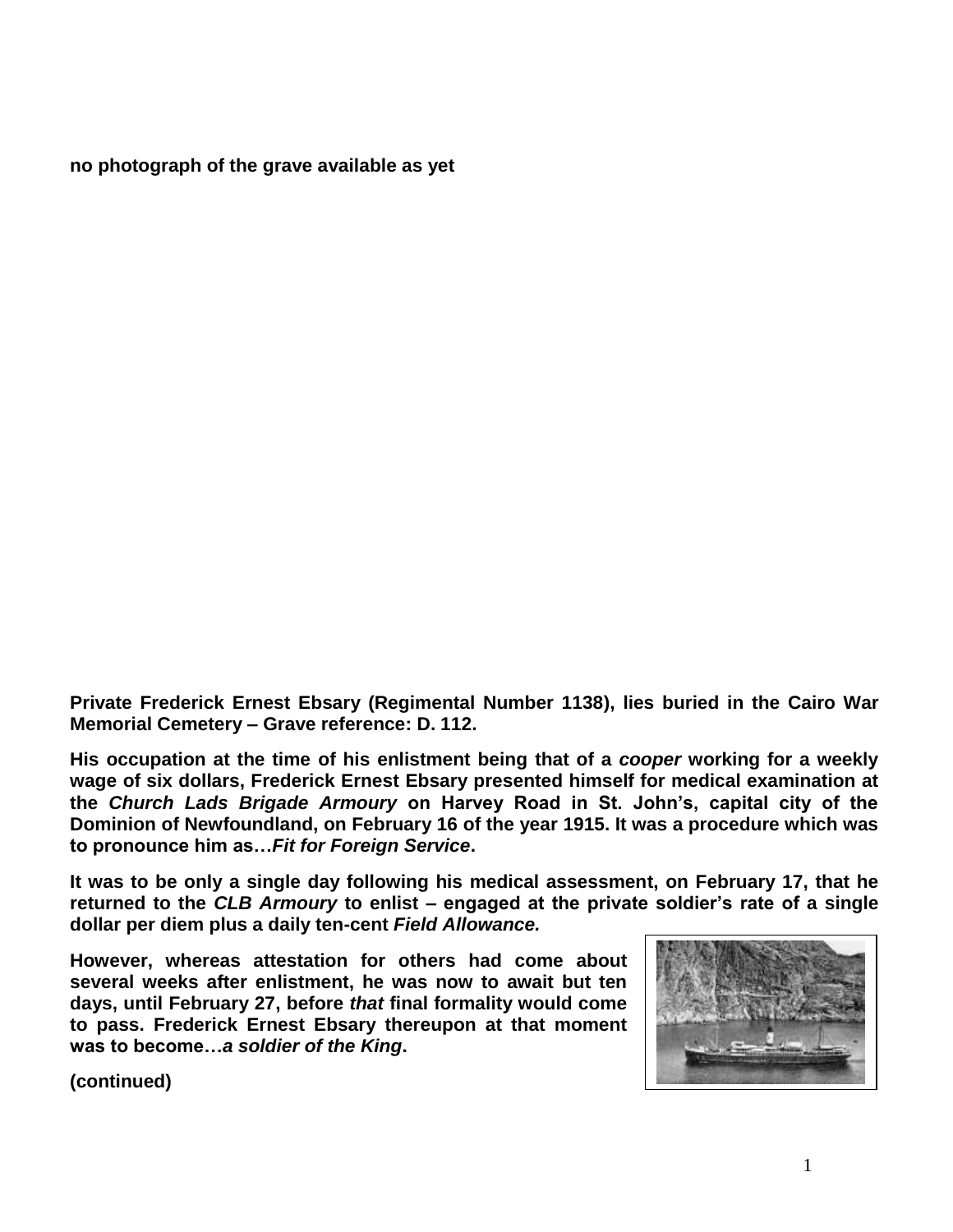**no photograph of the grave available as yet**

**Private Frederick Ernest Ebsary (Regimental Number 1138), lies buried in the Cairo War Memorial Cemetery – Grave reference: D. 112.**

**His occupation at the time of his enlistment being that of a *cooper* working for a weekly wage of six dollars, Frederick Ernest Ebsary presented himself for medical examination at the *Church Lads Brigade Armoury* on Harvey Road in St. John's, capital city of the Dominion of Newfoundland, on February 16 of the year 1915. It was a procedure which was to pronounce him as…*Fit for Foreign Service*.**

**It was to be only a single day following his medical assessment, on February 17, that he returned to the *CLB Armoury* to enlist – engaged at the private soldier's rate of a single dollar per diem plus a daily ten-cent *Field Allowance.***

**However, whereas attestation for others had come about several weeks after enlistment, he was now to await but ten days, until February 27, before *that* final formality would come to pass. Frederick Ernest Ebsary thereupon at that moment was to become…*a soldier of the King*.**

**(continued)**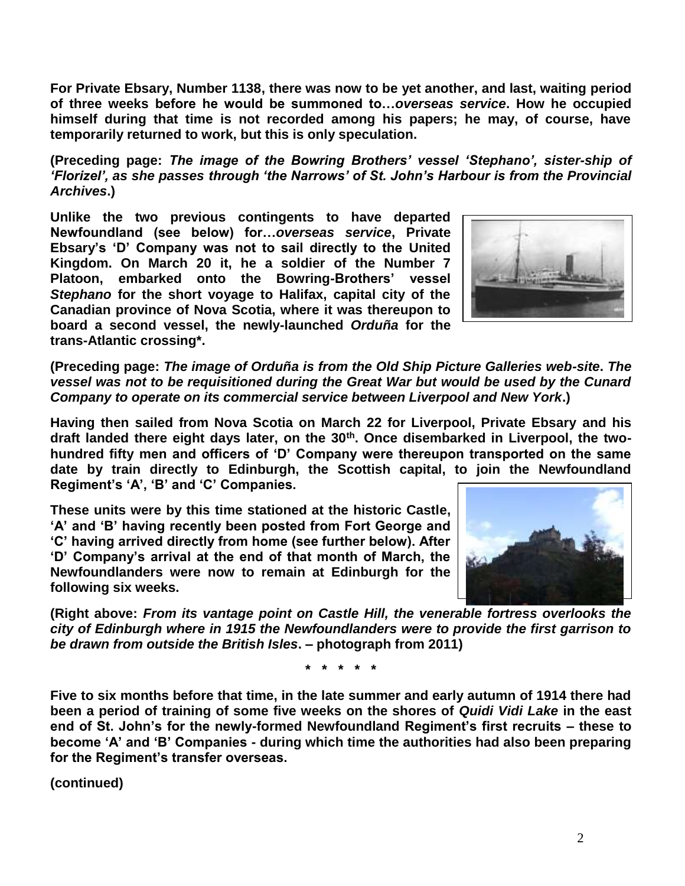**For Private Ebsary, Number 1138, there was now to be yet another, and last, waiting period of three weeks before he would be summoned to…*overseas service*. How he occupied himself during that time is not recorded among his papers; he may, of course, have temporarily returned to work, but this is only speculation.**

**(Preceding page: *The image of the Bowring Brothers' vessel 'Stephano', sister-ship of 'Florizel', as she passes through 'the Narrows' of St. John's Harbour is from the Provincial Archives*.)**

**Unlike the two previous contingents to have departed Newfoundland (see below) for…*overseas service*, Private Ebsary's 'D' Company was not to sail directly to the United Kingdom. On March 20 it, he a soldier of the Number 7 Platoon, embarked onto the Bowring-Brothers' vessel *Stephano* for the short voyage to Halifax, capital city of the Canadian province of Nova Scotia, where it was thereupon to board a second vessel, the newly-launched *Orduña* for the trans-Atlantic crossing\*.**

**(Preceding page: *The image of Orduña is from the Old Ship Picture Galleries web-site. The vessel was not to be requisitioned during the Great War but would be used by the Cunard Company to operate on its commercial service between Liverpool and New York*.)**

**Having then sailed from Nova Scotia on March 22 for Liverpool, Private Ebsary and his draft landed there eight days later, on the 30th. Once disembarked in Liverpool, the two-hundred fifty men and officers of 'D' Company were thereupon transported on the same date by train directly to Edinburgh, the Scottish capital, to join the Newfoundland Regiment's 'A', 'B' and 'C' Companies.**

**These units were by this time stationed at the historic Castle, 'A' and 'B' having recently been posted from Fort George and 'C' having arrived directly from home (see further below). After 'D' Company's arrival at the end of that month of March, the Newfoundlanders were now to remain at Edinburgh for the following six weeks.**

**(Right above: *From its vantage point on Castle Hill, the venerable fortress overlooks the city of Edinburgh where in 1915 the Newfoundlanders were to provide the first garrison to be drawn from outside the British Isles*. – photograph from 2011)**

**\* \* \* \* \***

**Five to six months before that time, in the late summer and early autumn of 1914 there had been a period of training of some five weeks on the shores of *Quidi Vidi Lake* in the east end of St. John's for the newly-formed Newfoundland Regiment's first recruits – these to become 'A' and 'B' Companies - during which time the authorities had also been preparing for the Regiment's transfer overseas.**

**(continued)**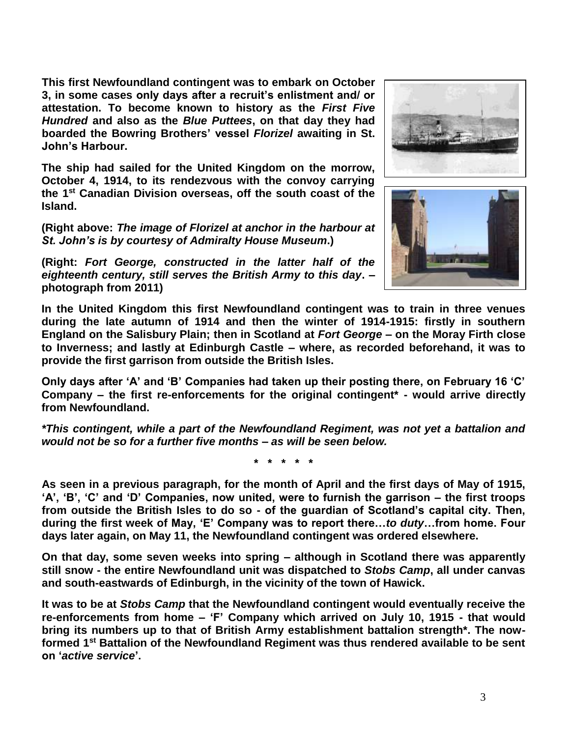**This first Newfoundland contingent was to embark on October 3, in some cases only days after a recruit's enlistment and/ or attestation. To become known to history as the *First Five Hundred* and also as the *Blue Puttees*, on that day they had boarded the Bowring Brothers' vessel *Florizel* awaiting in St. John's Harbour.**

**The ship had sailed for the United Kingdom on the morrow, October 4, 1914, to its rendezvous with the convoy carrying the 1st Canadian Division overseas, off the south coast of the Island.**

**(Right above: *The image of Florizel at anchor in the harbour at St. John's is by courtesy of Admiralty House Museum*.)**

**(Right: *Fort George, constructed in the latter half of the eighteenth century, still serves the British Army to this day***. **– photograph from 2011)**

**In the United Kingdom this first Newfoundland contingent was to train in three venues during the late autumn of 1914 and then the winter of 1914-1915: firstly in southern England on the Salisbury Plain; then in Scotland at *Fort George* – on the Moray Firth close to Inverness; and lastly at Edinburgh Castle – where, as recorded beforehand, it was to provide the first garrison from outside the British Isles.**

**Only days after 'A' and 'B' Companies had taken up their posting there, on February 16 'C' Company – the first re-enforcements for the original contingent* - would arrive directly from Newfoundland.**

***\*This contingent, while a part of the Newfoundland Regiment, was not yet a battalion and would not be so for a further five months – as will be seen below.***

**\* \* \* \* \***

**As seen in a previous paragraph, for the month of April and the first days of May of 1915, 'A', 'B', 'C' and 'D' Companies, now united, were to furnish the garrison – the first troops from outside the British Isles to do so - of the guardian of Scotland's capital city. Then, during the first week of May, 'E' Company was to report there…*to duty*…from home. Four days later again, on May 11, the Newfoundland contingent was ordered elsewhere.**

**On that day, some seven weeks into spring – although in Scotland there was apparently still snow - the entire Newfoundland unit was dispatched to *Stobs Camp*, all under canvas and south-eastwards of Edinburgh, in the vicinity of the town of Hawick.**

**It was to be at *Stobs Camp* that the Newfoundland contingent would eventually receive the re-enforcements from home – 'F' Company which arrived on July 10, 1915 - that would bring its numbers up to that of British Army establishment battalion strength*. The now-formed 1st Battalion of the Newfoundland Regiment was thus rendered available to be sent on '*active service*'.**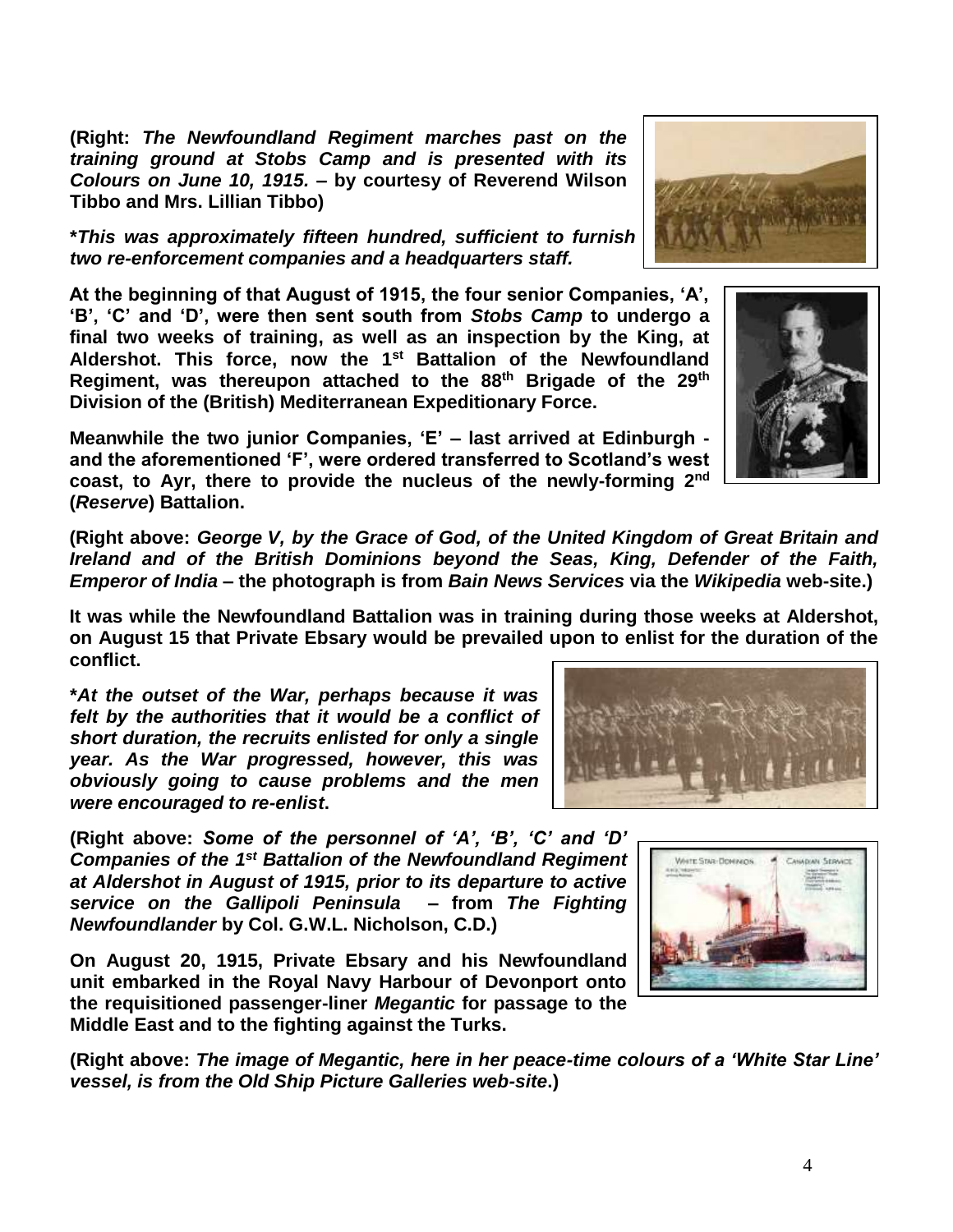**(Right: *The Newfoundland Regiment marches past on the training ground at Stobs Camp and is presented with its Colours on June 10, 1915.* – by courtesy of Reverend Wilson Tibbo and Mrs. Lillian Tibbo)**

***This was approximately fifteen hundred, sufficient to furnish two re-enforcement companies and a headquarters staff.***

**At the beginning of that August of 1915, the four senior Companies, 'A', 'B', 'C' and 'D', were then sent south from *Stobs Camp* to undergo a final two weeks of training, as well as an inspection by the King, at Aldershot. This force, now the 1st Battalion of the Newfoundland Regiment, was thereupon attached to the 88th Brigade of the 29th Division of the (British) Mediterranean Expeditionary Force.**

**Meanwhile the two junior Companies, 'E' – last arrived at Edinburgh - and the aforementioned 'F', were ordered transferred to Scotland's west coast, to Ayr, there to provide the nucleus of the newly-forming 2nd (*Reserve*) Battalion.**

**(Right above: *George V, by the Grace of God, of the United Kingdom of Great Britain and Ireland and of the British Dominions beyond the Seas, King, Defender of the Faith, Emperor of India* – the photograph is from *Bain News Services* via the *Wikipedia* web-site.)**

**It was while the Newfoundland Battalion was in training during those weeks at Aldershot, on August 15 that Private Ebsary would be prevailed upon to enlist for the duration of the conflict.**

***At the outset of the War, perhaps because it was felt by the authorities that it would be a conflict of short duration, the recruits enlisted for only a single year. As the War progressed, however, this was obviously going to cause problems and the men were encouraged to re-enlist*.**

**(Right above: *Some of the personnel of 'A', 'B', 'C' and 'D' Companies of the 1st Battalion of the Newfoundland Regiment at Aldershot in August of 1915, prior to its departure to active service on the Gallipoli Peninsula* – from *The Fighting Newfoundlander* by Col. G.W.L. Nicholson, C.D.)**

**On August 20, 1915, Private Ebsary and his Newfoundland unit embarked in the Royal Navy Harbour of Devonport onto the requisitioned passenger-liner *Megantic* for passage to the Middle East and to the fighting against the Turks.**

**(Right above: *The image of Megantic, here in her peace-time colours of a 'White Star Line' vessel, is from the Old Ship Picture Galleries web-site*.)**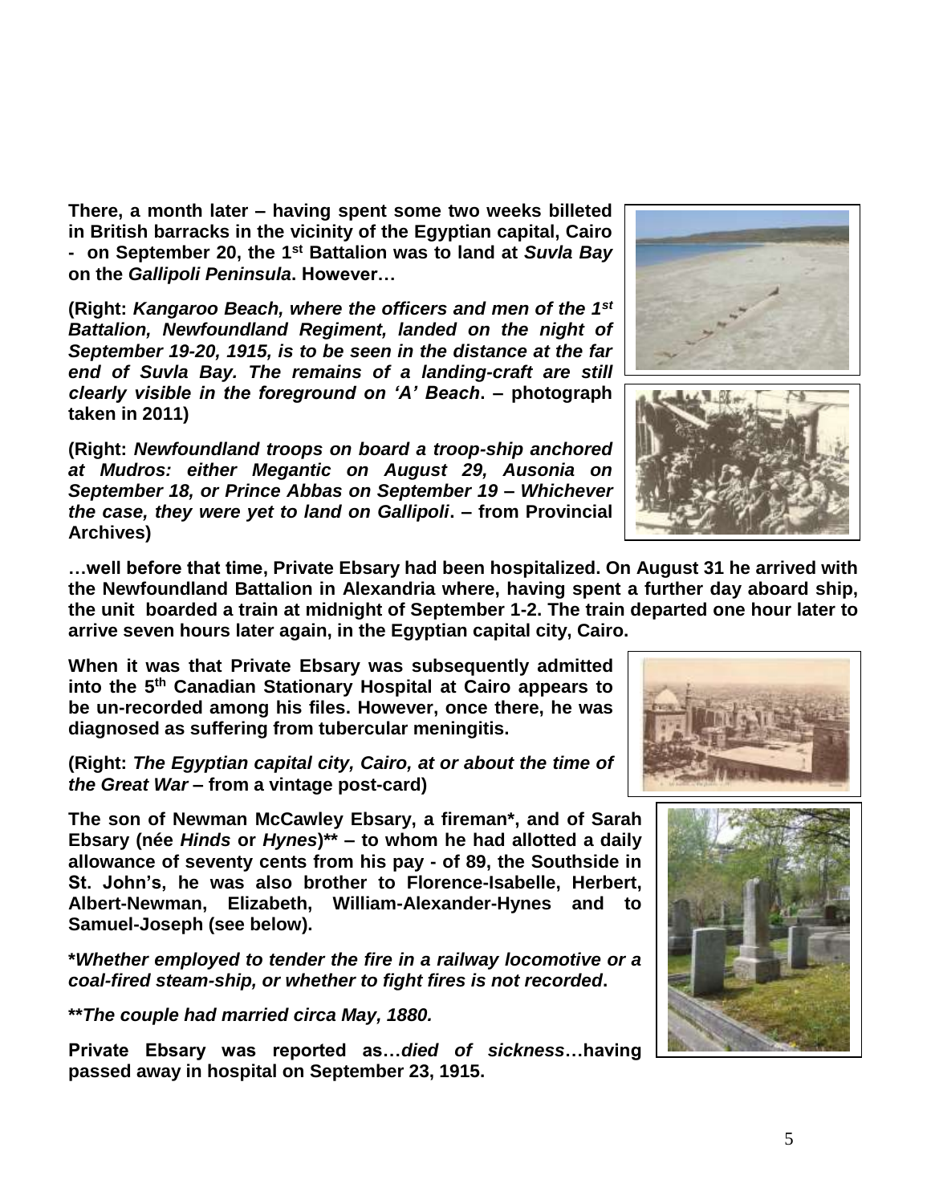**There, a month later – having spent some two weeks billeted in British barracks in the vicinity of the Egyptian capital, Cairo - on September 20, the 1st Battalion was to land at *Suvla Bay* on the *Gallipoli Peninsula*. However…**

**(Right: *Kangaroo Beach, where the officers and men of the 1st Battalion, Newfoundland Regiment, landed on the night of September 19-20, 1915, is to be seen in the distance at the far end of Suvla Bay. The remains of a landing-craft are still clearly visible in the foreground on 'A' Beach*. – photograph taken in 2011)**

**(Right: *Newfoundland troops on board a troop-ship anchored at Mudros: either Megantic on August 29, Ausonia on September 18, or Prince Abbas on September 19 – Whichever the case, they were yet to land on Gallipoli*. – from Provincial Archives)**

**…well before that time, Private Ebsary had been hospitalized. On August 31 he arrived with the Newfoundland Battalion in Alexandria where, having spent a further day aboard ship, the unit boarded a train at midnight of September 1-2. The train departed one hour later to arrive seven hours later again, in the Egyptian capital city, Cairo.**

**When it was that Private Ebsary was subsequently admitted into the 5th Canadian Stationary Hospital at Cairo appears to be un-recorded among his files. However, once there, he was diagnosed as suffering from tubercular meningitis.**

**(Right: *The Egyptian capital city, Cairo, at or about the time of the Great War* – from a vintage post-card)**

**The son of Newman McCawley Ebsary, a fireman\*, and of Sarah Ebsary (née *Hinds* or *Hynes*)\*\* – to whom he had allotted a daily allowance of seventy cents from his pay - of 89, the Southside in St. John's, he was also brother to Florence-Isabelle, Herbert, Albert-Newman, Elizabeth, William-Alexander-Hynes and to Samuel-Joseph (see below).**

**\****Whether employed to tender the fire in a railway locomotive or a coal-fired steam-ship, or whether to fight fires is not recorded***.**

**\*\****The couple had married circa May, 1880.***

**Private Ebsary was reported as…*died of sickness*…having passed away in hospital on September 23, 1915.**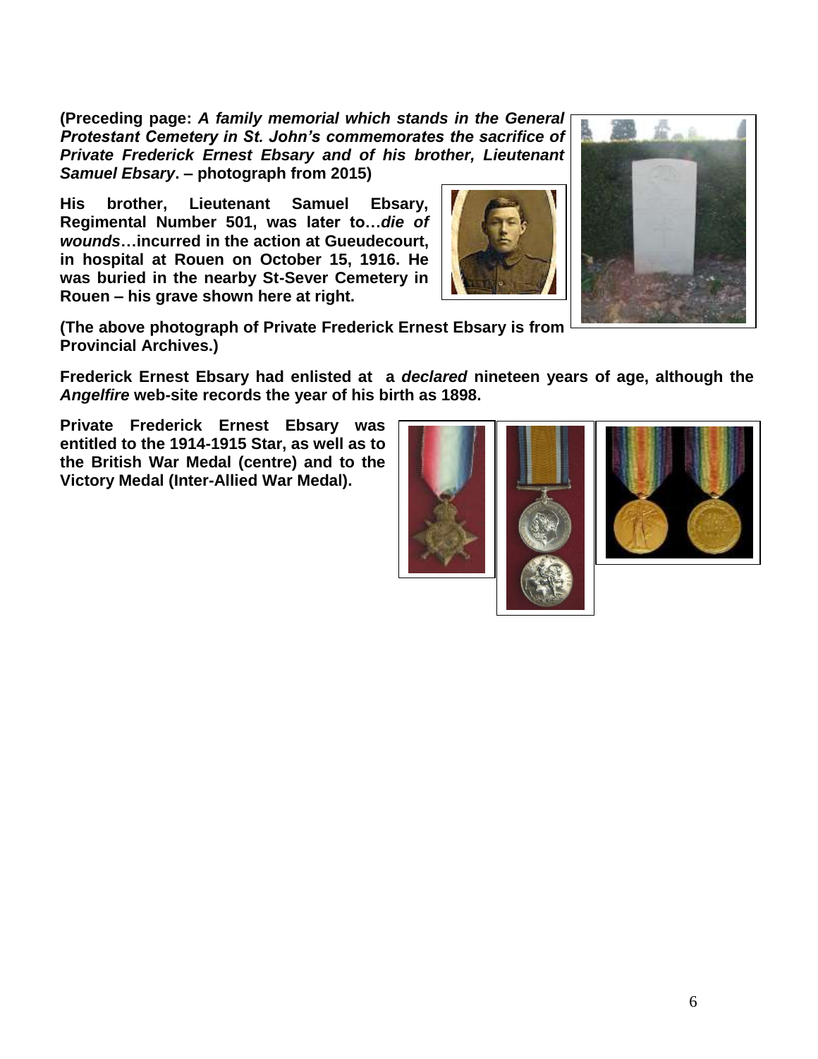**(Preceding page: *A family memorial which stands in the General Protestant Cemetery in St. John's commemorates the sacrifice of Private Frederick Ernest Ebsary and of his brother, Lieutenant Samuel Ebsary*. – photograph from 2015)**

**His brother, Lieutenant Samuel Ebsary, Regimental Number 501, was later to…*die of wounds*…incurred in the action at Gueudecourt, in hospital at Rouen on October 15, 1916. He was buried in the nearby St-Sever Cemetery in Rouen – his grave shown here at right.**

**(The above photograph of Private Frederick Ernest Ebsary is from Provincial Archives.)**

**Frederick Ernest Ebsary had enlisted at a *declared* nineteen years of age, although the *Angelfire* web-site records the year of his birth as 1898.**

**Private Frederick Ernest Ebsary was entitled to the 1914-1915 Star, as well as to the British War Medal (centre) and to the Victory Medal (Inter-Allied War Medal).**